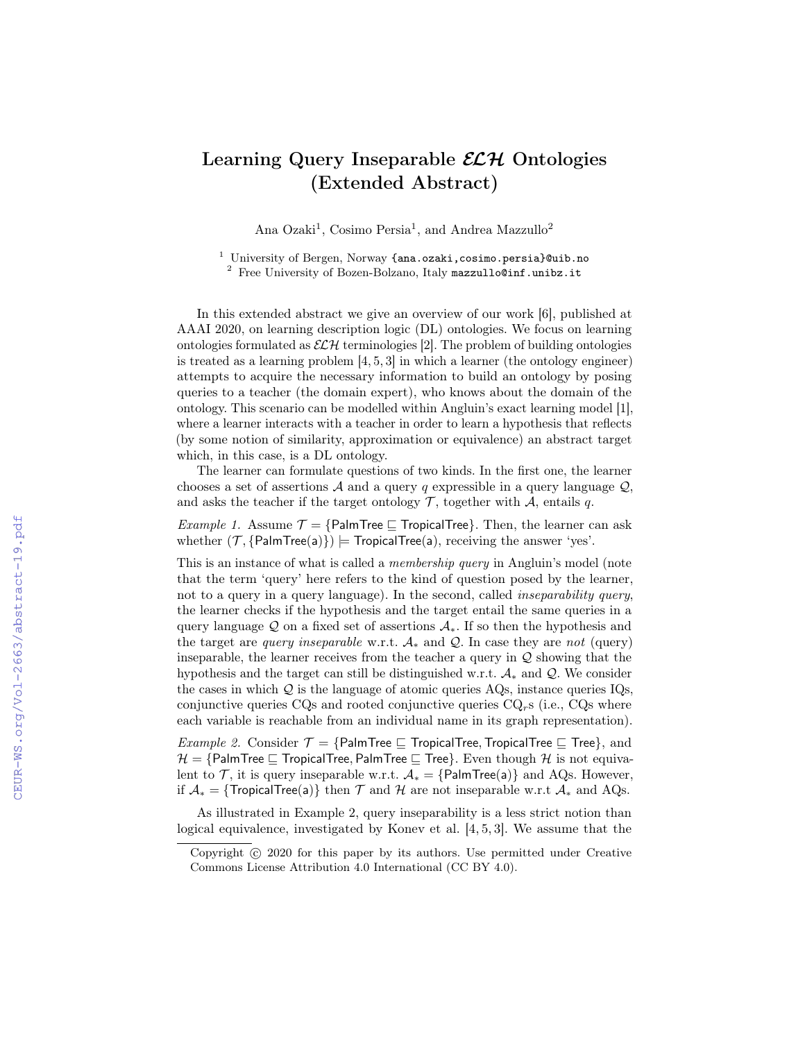# Learning Query Inseparable $\mathcal{ELH}$ Ontologies (Extended Abstract)

Ana Ozaki[1], Cosimo Persia[1], and Andrea Mazzullo[2]

[1] University of Bergen, Norway {ana.ozaki,cosimo.persia}@uib.no
[2] Free University of Bozen-Bolzano, Italy mazzullo@inf.unibz.it

In this extended abstract we give an overview of our work [6], published at AAAI 2020, on learning description logic (DL) ontologies. We focus on learning ontologies formulated as $\mathcal{ELH}$ terminologies [2]. The problem of building ontologies is treated as a learning problem [4, 5, 3] in which a learner (the ontology engineer) attempts to acquire the necessary information to build an ontology by posing queries to a teacher (the domain expert), who knows about the domain of the ontology. This scenario can be modelled within Angluin's exact learning model [1], where a learner interacts with a teacher in order to learn a hypothesis that reflects (by some notion of similarity, approximation or equivalence) an abstract target which, in this case, is a DL ontology.

The learner can formulate questions of two kinds. In the first one, the learner chooses a set of assertions $\mathcal{A}$ and a query $q$ expressible in a query language $\mathcal{Q}$, and asks the teacher if the target ontology $\mathcal{T}$, together with $\mathcal{A}$, entails $q$.

*Example 1.* Assume $\mathcal{T} = \{\mathsf{PalmTree} \sqsubseteq \mathsf{TropicalTree}\}$. Then, the learner can ask whether $(\mathcal{T}, \{\mathsf{PalmTree(a)}\}) \models \mathsf{TropicalTree(a)}$, receiving the answer 'yes'.

This is an instance of what is called a *membership query* in Angluin's model (note that the term 'query' here refers to the kind of question posed by the learner, not to a query in a query language). In the second, called *inseparability query*, the learner checks if the hypothesis and the target entail the same queries in a query language $\mathcal{Q}$ on a fixed set of assertions $\mathcal{A}_*$. If so then the hypothesis and the target are *query inseparable* w.r.t. $\mathcal{A}_*$ and $\mathcal{Q}$. In case they are *not* (query) inseparable, the learner receives from the teacher a query in $\mathcal{Q}$ showing that the hypothesis and the target can still be distinguished w.r.t. $\mathcal{A}_*$ and $\mathcal{Q}$. We consider the cases in which $\mathcal{Q}$ is the language of atomic queries AQs, instance queries IQs, conjunctive queries CQs and rooted conjunctive queries $\text{CQ}_r$s (i.e., CQs where each variable is reachable from an individual name in its graph representation).

*Example 2.* Consider $\mathcal{T} = \{\mathsf{PalmTree} \sqsubseteq \mathsf{TropicalTree}, \mathsf{TropicalTree} \sqsubseteq \mathsf{Tree}\}$, and $\mathcal{H} = \{\mathsf{PalmTree} \sqsubseteq \mathsf{TropicalTree}, \mathsf{PalmTree} \sqsubseteq \mathsf{Tree}\}$. Even though $\mathcal{H}$ is not equivalent to $\mathcal{T}$, it is query inseparable w.r.t. $\mathcal{A}_* = \{\mathsf{PalmTree(a)}\}$ and AQs. However, if $\mathcal{A}_* = \{\mathsf{TropicalTree(a)}\}$ then $\mathcal{T}$ and $\mathcal{H}$ are not inseparable w.r.t $\mathcal{A}_*$ and AQs.

As illustrated in Example 2, query inseparability is a less strict notion than logical equivalence, investigated by Konev et al. [4, 5, 3]. We assume that the

Copyright © 2020 for this paper by its authors. Use permitted under Creative Commons License Attribution 4.0 International (CC BY 4.0).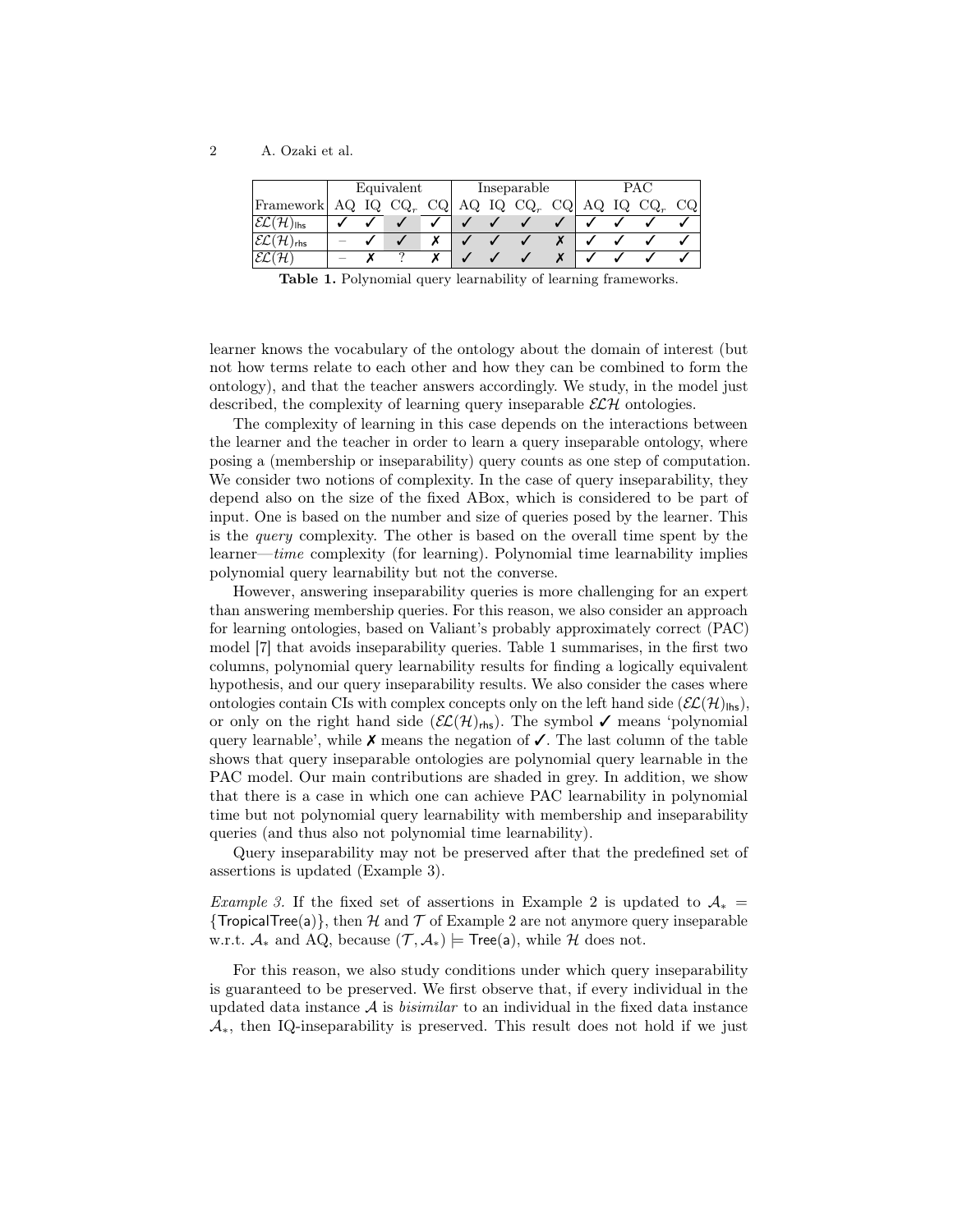| Framework | Equivalent | | | | Inseparable | | | | PAC | | | |
|---|---|---|---|---|---|---|---|---|---|---|---|---|
| | AQ | IQ | $\text{CQ}_r$ | CQ | AQ | IQ | $\text{CQ}_r$ | CQ | AQ | IQ | $\text{CQ}_r$ | CQ |
| $\mathcal{EL}(\mathcal{H})_{\mathsf{lhs}}$ | ✓ | ✓ | ✓ | ✓ | ✓ | ✓ | ✓ | ✓ | ✓ | ✓ | ✓ | ✓ |
| $\mathcal{EL}(\mathcal{H})_{\mathsf{rhs}}$ | – | ✓ | ✓ | ✗ | ✓ | ✓ | ✓ | ✗ | ✓ | ✓ | ✓ | ✓ |
| $\mathcal{EL}(\mathcal{H})$ | – | ✗ | ? | ✗ | ✓ | ✓ | ✓ | ✗ | ✓ | ✓ | ✓ | ✓ |

**Table 1.** Polynomial query learnability of learning frameworks.

learner knows the vocabulary of the ontology about the domain of interest (but not how terms relate to each other and how they can be combined to form the ontology), and that the teacher answers accordingly. We study, in the model just described, the complexity of learning query inseparable $\mathcal{ELH}$ ontologies.

The complexity of learning in this case depends on the interactions between the learner and the teacher in order to learn a query inseparable ontology, where posing a (membership or inseparability) query counts as one step of computation. We consider two notions of complexity. In the case of query inseparability, they depend also on the size of the fixed ABox, which is considered to be part of input. One is based on the number and size of queries posed by the learner. This is the *query* complexity. The other is based on the overall time spent by the learner—*time* complexity (for learning). Polynomial time learnability implies polynomial query learnability but not the converse.

However, answering inseparability queries is more challenging for an expert than answering membership queries. For this reason, we also consider an approach for learning ontologies, based on Valiant's probably approximately correct (PAC) model [7] that avoids inseparability queries. Table 1 summarises, in the first two columns, polynomial query learnability results for finding a logically equivalent hypothesis, and our query inseparability results. We also consider the cases where ontologies contain CIs with complex concepts only on the left hand side ($\mathcal{EL}(\mathcal{H})_{\mathsf{lhs}}$), or only on the right hand side ($\mathcal{EL}(\mathcal{H})_{\mathsf{rhs}}$). The symbol ✓ means 'polynomial query learnable', while ✗ means the negation of ✓. The last column of the table shows that query inseparable ontologies are polynomial query learnable in the PAC model. Our main contributions are shaded in grey. In addition, we show that there is a case in which one can achieve PAC learnability in polynomial time but not polynomial query learnability with membership and inseparability queries (and thus also not polynomial time learnability).

Query inseparability may not be preserved after that the predefined set of assertions is updated (Example 3).

*Example 3.* If the fixed set of assertions in Example 2 is updated to $\mathcal{A}_* = \{\mathsf{TropicalTree(a)}\}$, then $\mathcal{H}$ and $\mathcal{T}$ of Example 2 are not anymore query inseparable w.r.t. $\mathcal{A}_*$ and AQ, because $(\mathcal{T}, \mathcal{A}_*) \models \mathsf{Tree(a)}$, while $\mathcal{H}$ does not.

For this reason, we also study conditions under which query inseparability is guaranteed to be preserved. We first observe that, if every individual in the updated data instance $\mathcal{A}$ is *bisimilar* to an individual in the fixed data instance $\mathcal{A}_*$, then IQ-inseparability is preserved. This result does not hold if we just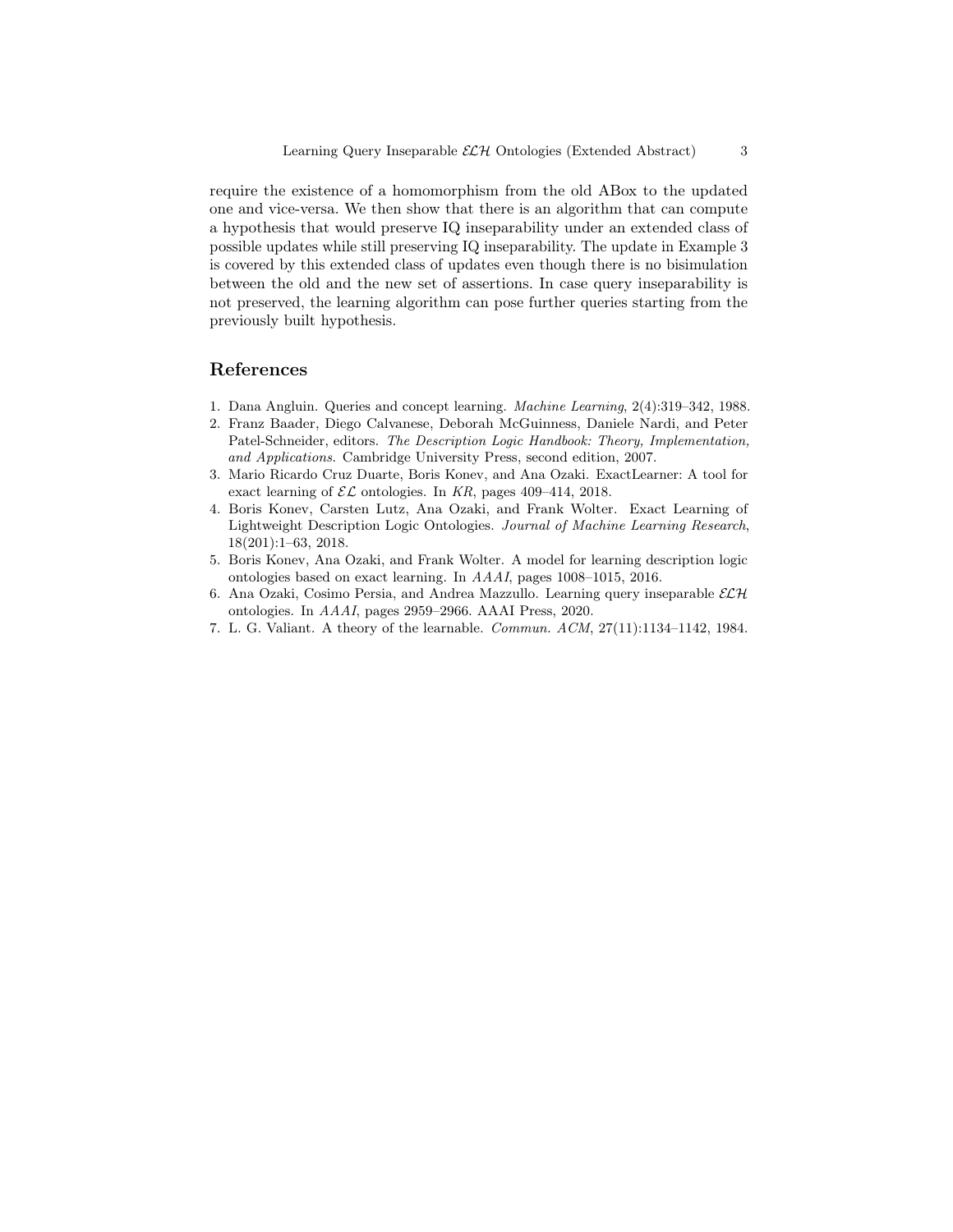require the existence of a homomorphism from the old ABox to the updated one and vice-versa. We then show that there is an algorithm that can compute a hypothesis that would preserve IQ inseparability under an extended class of possible updates while still preserving IQ inseparability. The update in Example 3 is covered by this extended class of updates even though there is no bisimulation between the old and the new set of assertions. In case query inseparability is not preserved, the learning algorithm can pose further queries starting from the previously built hypothesis.

## References

1. Dana Angluin. Queries and concept learning. *Machine Learning*, 2(4):319–342, 1988.
2. Franz Baader, Diego Calvanese, Deborah McGuinness, Daniele Nardi, and Peter Patel-Schneider, editors. *The Description Logic Handbook: Theory, Implementation, and Applications*. Cambridge University Press, second edition, 2007.
3. Mario Ricardo Cruz Duarte, Boris Konev, and Ana Ozaki. ExactLearner: A tool for exact learning of $\mathcal{EL}$ ontologies. In *KR*, pages 409–414, 2018.
4. Boris Konev, Carsten Lutz, Ana Ozaki, and Frank Wolter. Exact Learning of Lightweight Description Logic Ontologies. *Journal of Machine Learning Research*, 18(201):1–63, 2018.
5. Boris Konev, Ana Ozaki, and Frank Wolter. A model for learning description logic ontologies based on exact learning. In *AAAI*, pages 1008–1015, 2016.
6. Ana Ozaki, Cosimo Persia, and Andrea Mazzullo. Learning query inseparable $\mathcal{ELH}$ ontologies. In *AAAI*, pages 2959–2966. AAAI Press, 2020.
7. L. G. Valiant. A theory of the learnable. *Commun. ACM*, 27(11):1134–1142, 1984.